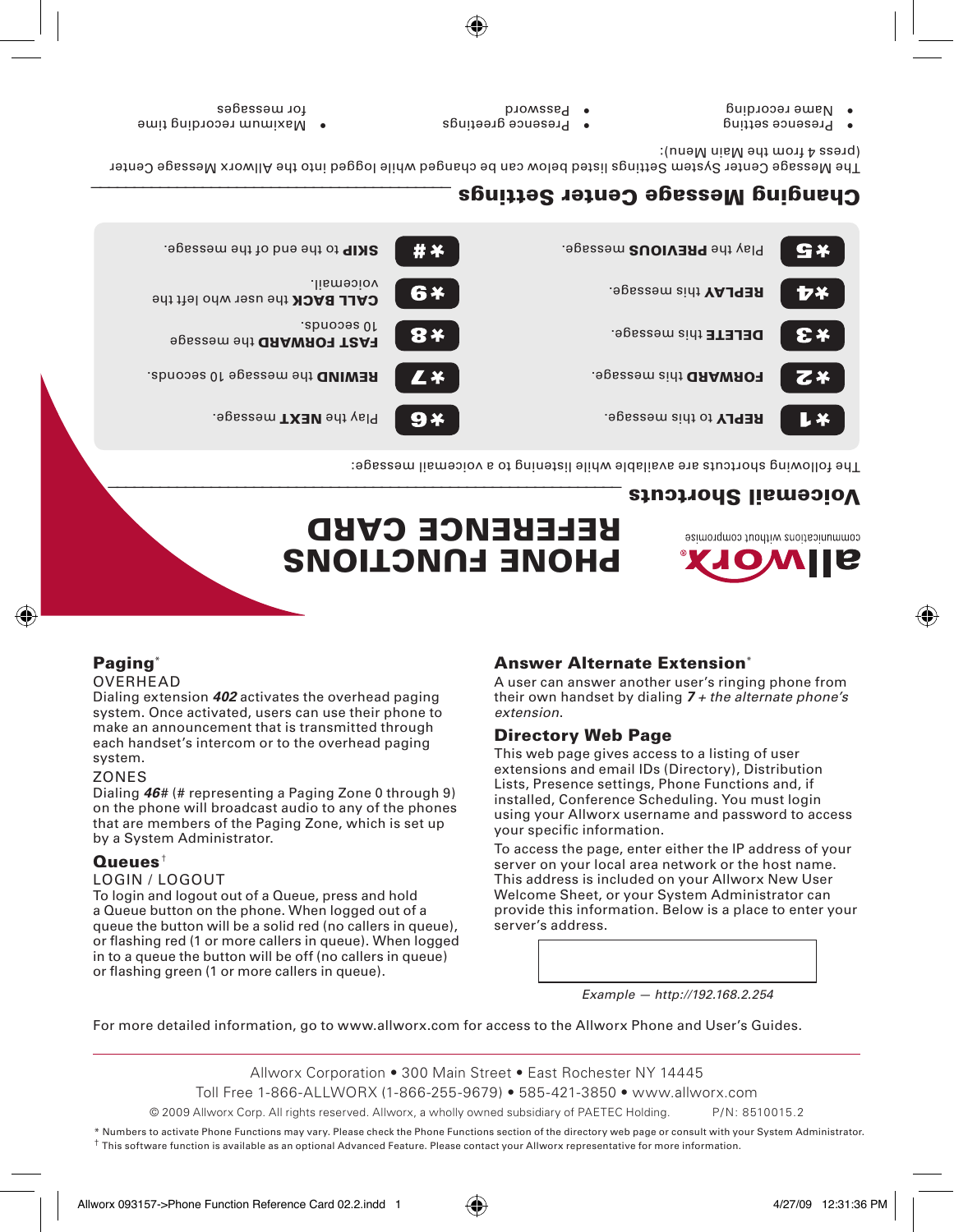# PHONE FUNCTIONS REFERENCE CARD

allworx® communications without compromise

## Voicemail Shortcuts

The following shortcuts are available while listening to a voicemail message:

| Code | Action | Code | Action |
|---|---|---|---|
| *1 | **REPLY** to this message. | *6 | Play the **NEXT** message. |
| *2 | **FORWARD** this message. | *7 | **REWIND** the message 10 seconds. |
| *3 | **DELETE** this message. | *8 | **FAST FORWARD** the message 10 seconds. |
| *4 | **REPLAY** this message. | *9 | **CALL BACK** the user who left the voicemail. |
| *5 | Play the **PREVIOUS** message. | *# | **SKIP** to the end of the message. |

## Changing Message Center Settings

The Message Center System Settings listed below can be changed while logged into the Allworx Message Center (press 4 from the Main Menu):

- Name recording
- Presence setting
- Password
- Presence greetings
- Maximum recording time for messages

## Paging*

OVERHEAD

Dialing extension ***402*** activates the overhead paging system. Once activated, users can use their phone to make an announcement that is transmitted through each handset's intercom or to the overhead paging system.

ZONES

Dialing ***46***# (# representing a Paging Zone 0 through 9) on the phone will broadcast audio to any of the phones that are members of the Paging Zone, which is set up by a System Administrator.

## Queues†

LOGIN / LOGOUT

To login and logout out of a Queue, press and hold a Queue button on the phone. When logged out of a queue the button will be a solid red (no callers in queue), or flashing red (1 or more callers in queue). When logged in to a queue the button will be off (no callers in queue) or flashing green (1 or more callers in queue).

## Answer Alternate Extension*

A user can answer another user's ringing phone from their own handset by dialing ***7*** *+ the alternate phone's extension.*

## Directory Web Page

This web page gives access to a listing of user extensions and email IDs (Directory), Distribution Lists, Presence settings, Phone Functions and, if installed, Conference Scheduling. You must login using your Allworx username and password to access your specific information.

To access the page, enter either the IP address of your server on your local area network or the host name. This address is included on your Allworx New User Welcome Sheet, or your System Administrator can provide this information. Below is a place to enter your server's address.

*Example — http://192.168.2.254*

For more detailed information, go to www.allworx.com for access to the Allworx Phone and User's Guides.

Allworx Corporation • 300 Main Street • East Rochester NY 14445

Toll Free 1-866-ALLWORX (1-866-255-9679) • 585-421-3850 • www.allworx.com

© 2009 Allworx Corp. All rights reserved. Allworx, a wholly owned subsidiary of PAETEC Holding. P/N: 8510015.2

\* Numbers to activate Phone Functions may vary. Please check the Phone Functions section of the directory web page or consult with your System Administrator.

† This software function is available as an optional Advanced Feature. Please contact your Allworx representative for more information.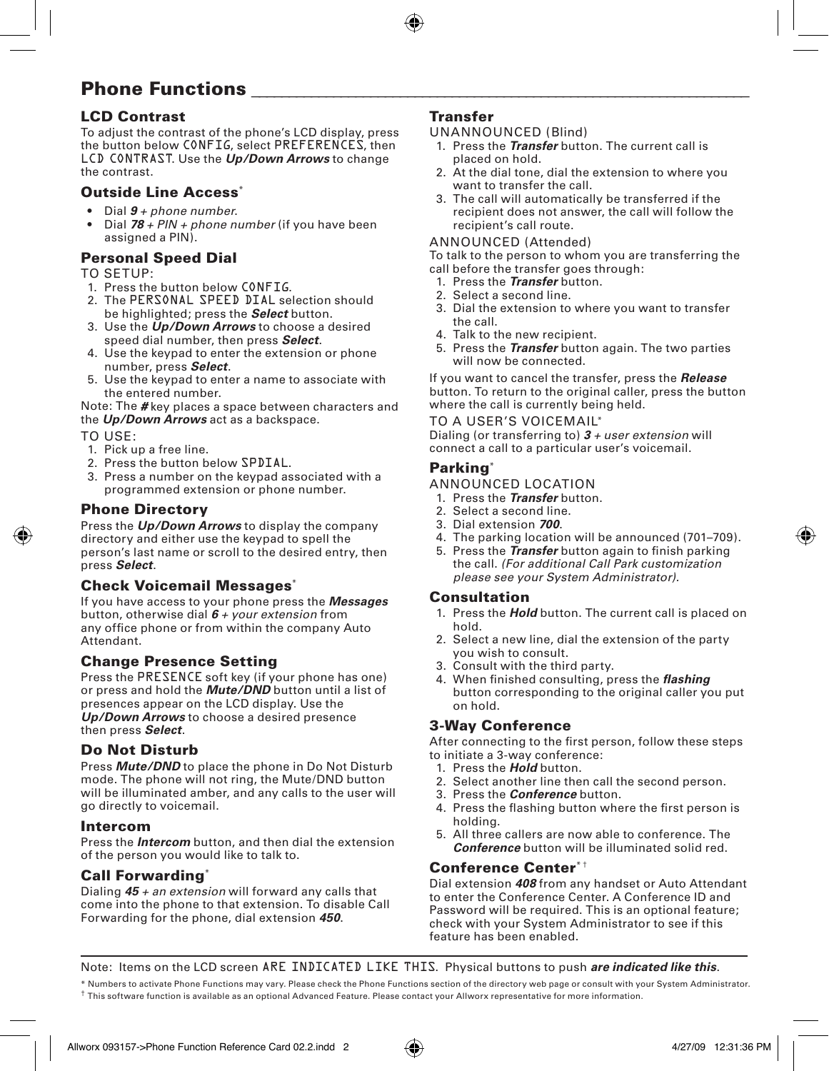# Phone Functions

## LCD Contrast

To adjust the contrast of the phone's LCD display, press the button below CONFIG, select PREFERENCES, then LCD CONTRAST. Use the ***Up/Down Arrows*** to change the contrast.

## Outside Line Access*

- Dial ***9*** + *phone number*.
- Dial ***78*** + *PIN* + *phone number* (if you have been assigned a PIN).

## Personal Speed Dial

TO SETUP:

1. Press the button below CONFIG.
2. The PERSONAL SPEED DIAL selection should be highlighted; press the ***Select*** button.
3. Use the ***Up/Down Arrows*** to choose a desired speed dial number, then press ***Select***.
4. Use the keypad to enter the extension or phone number, press ***Select***.
5. Use the keypad to enter a name to associate with the entered number.

Note: The ***#*** key places a space between characters and the ***Up/Down Arrows*** act as a backspace.

TO USE:

1. Pick up a free line.
2. Press the button below SPDIAL.
3. Press a number on the keypad associated with a programmed extension or phone number.

## Phone Directory

Press the ***Up/Down Arrows*** to display the company directory and either use the keypad to spell the person's last name or scroll to the desired entry, then press ***Select***.

## Check Voicemail Messages*

If you have access to your phone press the ***Messages*** button, otherwise dial ***6*** + *your extension* from any office phone or from within the company Auto Attendant.

## Change Presence Setting

Press the PRESENCE soft key (if your phone has one) or press and hold the ***Mute/DND*** button until a list of presences appear on the LCD display. Use the ***Up/Down Arrows*** to choose a desired presence then press ***Select***.

## Do Not Disturb

Press ***Mute/DND*** to place the phone in Do Not Disturb mode. The phone will not ring, the Mute/DND button will be illuminated amber, and any calls to the user will go directly to voicemail.

## Intercom

Press the ***Intercom*** button, and then dial the extension of the person you would like to talk to.

## Call Forwarding*

Dialing ***45*** + *an extension* will forward any calls that come into the phone to that extension. To disable Call Forwarding for the phone, dial extension ***450***.

## Transfer

UNANNOUNCED (Blind)

1. Press the ***Transfer*** button. The current call is placed on hold.
2. At the dial tone, dial the extension to where you want to transfer the call.
3. The call will automatically be transferred if the recipient does not answer, the call will follow the recipient's call route.

ANNOUNCED (Attended)

To talk to the person to whom you are transferring the call before the transfer goes through:

1. Press the ***Transfer*** button.
2. Select a second line.
3. Dial the extension to where you want to transfer the call.
4. Talk to the new recipient.
5. Press the ***Transfer*** button again. The two parties will now be connected.

If you want to cancel the transfer, press the ***Release*** button. To return to the original caller, press the button where the call is currently being held.

TO A USER'S VOICEMAIL*

Dialing (or transferring to) ***3*** + *user extension* will connect a call to a particular user's voicemail.

## Parking*

ANNOUNCED LOCATION

1. Press the ***Transfer*** button.
2. Select a second line.
3. Dial extension ***700***.
4. The parking location will be announced (701–709).
5. Press the ***Transfer*** button again to finish parking the call. *(For additional Call Park customization please see your System Administrator).*

## Consultation

1. Press the ***Hold*** button. The current call is placed on hold.
2. Select a new line, dial the extension of the party you wish to consult.
3. Consult with the third party.
4. When finished consulting, press the ***flashing*** button corresponding to the original caller you put on hold.

## 3-Way Conference

After connecting to the first person, follow these steps to initiate a 3-way conference:

1. Press the ***Hold*** button.
2. Select another line then call the second person.
3. Press the ***Conference*** button.
4. Press the flashing button where the first person is holding.
5. All three callers are now able to conference. The ***Conference*** button will be illuminated solid red.

## Conference Center* †

Dial extension ***408*** from any handset or Auto Attendant to enter the Conference Center. A Conference ID and Password will be required. This is an optional feature; check with your System Administrator to see if this feature has been enabled.

---

Note: Items on the LCD screen ARE INDICATED LIKE THIS. Physical buttons to push ***are indicated like this***.

* Numbers to activate Phone Functions may vary. Please check the Phone Functions section of the directory web page or consult with your System Administrator.

† This software function is available as an optional Advanced Feature. Please contact your Allworx representative for more information.